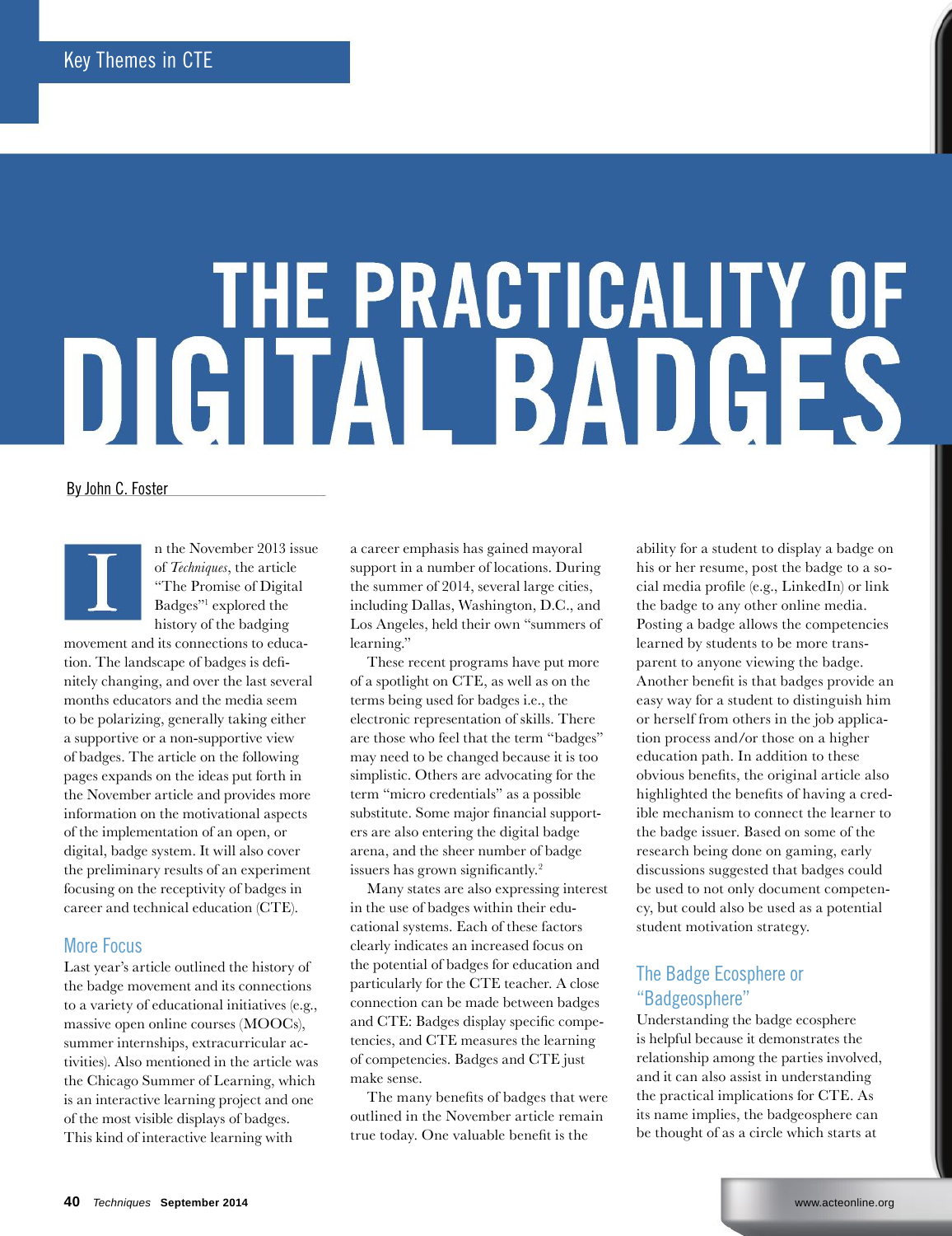Key Themes in CTE

# THE PRACTICALITY OF DIGITAL BADGES

By John C. Foster

In the November 2013 issue of *Techniques*, the article "The Promise of Digital Badges"[1] explored the history of the badging movement and its connections to education. The landscape of badges is definitely changing, and over the last several months educators and the media seem to be polarizing, generally taking either a supportive or a non-supportive view of badges. The article on the following pages expands on the ideas put forth in the November article and provides more information on the motivational aspects of the implementation of an open, or digital, badge system. It will also cover the preliminary results of an experiment focusing on the receptivity of badges in career and technical education (CTE).

## More Focus

Last year's article outlined the history of the badge movement and its connections to a variety of educational initiatives (e.g., massive open online courses (MOOCs), summer internships, extracurricular activities). Also mentioned in the article was the Chicago Summer of Learning, which is an interactive learning project and one of the most visible displays of badges. This kind of interactive learning with a career emphasis has gained mayoral support in a number of locations. During the summer of 2014, several large cities, including Dallas, Washington, D.C., and Los Angeles, held their own "summers of learning."

These recent programs have put more of a spotlight on CTE, as well as on the terms being used for badges i.e., the electronic representation of skills. There are those who feel that the term "badges" may need to be changed because it is too simplistic. Others are advocating for the term "micro credentials" as a possible substitute. Some major financial supporters are also entering the digital badge arena, and the sheer number of badge issuers has grown significantly.[2]

Many states are also expressing interest in the use of badges within their educational systems. Each of these factors clearly indicates an increased focus on the potential of badges for education and particularly for the CTE teacher. A close connection can be made between badges and CTE: Badges display specific competencies, and CTE measures the learning of competencies. Badges and CTE just make sense.

The many benefits of badges that were outlined in the November article remain true today. One valuable benefit is the ability for a student to display a badge on his or her resume, post the badge to a social media profile (e.g., LinkedIn) or link the badge to any other online media. Posting a badge allows the competencies learned by students to be more transparent to anyone viewing the badge. Another benefit is that badges provide an easy way for a student to distinguish him or herself from others in the job application process and/or those on a higher education path. In addition to these obvious benefits, the original article also highlighted the benefits of having a credible mechanism to connect the learner to the badge issuer. Based on some of the research being done on gaming, early discussions suggested that badges could be used to not only document competency, but could also be used as a potential student motivation strategy.

## The Badge Ecosphere or "Badgeosphere"

Understanding the badge ecosphere is helpful because it demonstrates the relationship among the parties involved, and it can also assist in understanding the practical implications for CTE. As its name implies, the badgeosphere can be thought of as a circle which starts at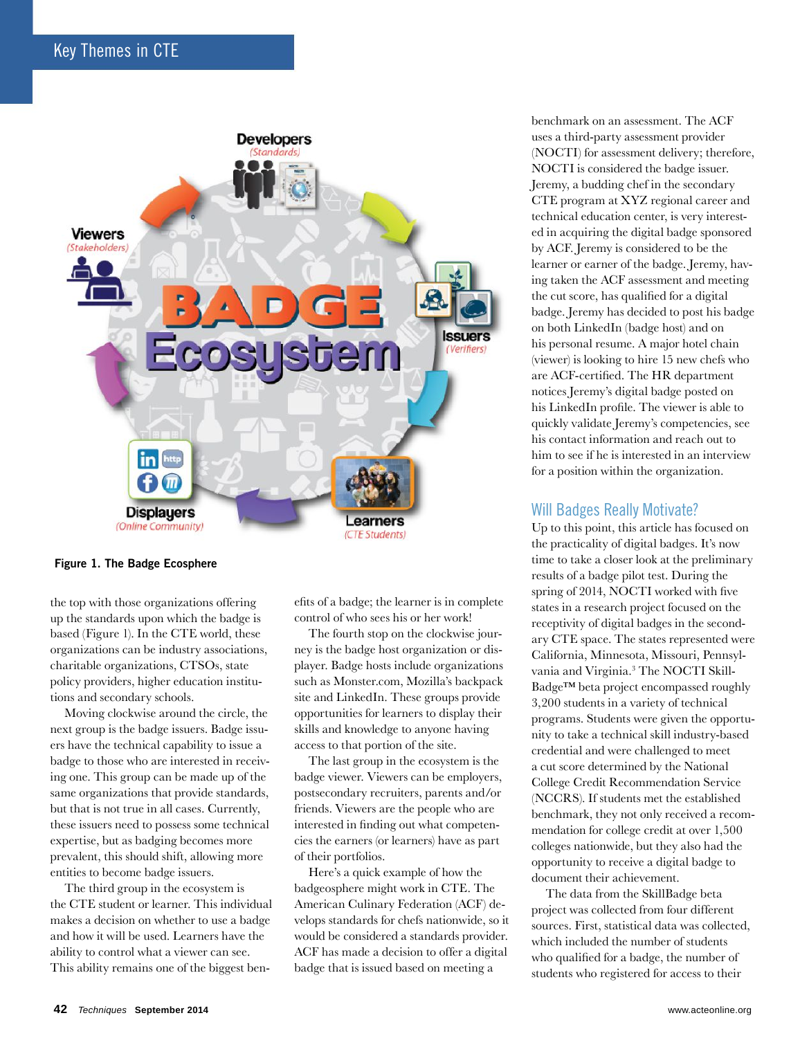Figure 1. The Badge Ecosphere

the top with those organizations offering up the standards upon which the badge is based (Figure 1). In the CTE world, these organizations can be industry associations, charitable organizations, CTSOs, state policy providers, higher education institutions and secondary schools.

Moving clockwise around the circle, the next group is the badge issuers. Badge issuers have the technical capability to issue a badge to those who are interested in receiving one. This group can be made up of the same organizations that provide standards, but that is not true in all cases. Currently, these issuers need to possess some technical expertise, but as badging becomes more prevalent, this should shift, allowing more entities to become badge issuers.

The third group in the ecosystem is the CTE student or learner. This individual makes a decision on whether to use a badge and how it will be used. Learners have the ability to control what a viewer can see. This ability remains one of the biggest benefits of a badge; the learner is in complete control of who sees his or her work!

The fourth stop on the clockwise journey is the badge host organization or displayer. Badge hosts include organizations such as Monster.com, Mozilla's backpack site and LinkedIn. These groups provide opportunities for learners to display their skills and knowledge to anyone having access to that portion of the site.

The last group in the ecosystem is the badge viewer. Viewers can be employers, postsecondary recruiters, parents and/or friends. Viewers are the people who are interested in finding out what competencies the earners (or learners) have as part of their portfolios.

Here's a quick example of how the badgeosphere might work in CTE. The American Culinary Federation (ACF) develops standards for chefs nationwide, so it would be considered a standards provider. ACF has made a decision to offer a digital badge that is issued based on meeting a benchmark on an assessment. The ACF uses a third-party assessment provider (NOCTI) for assessment delivery; therefore, NOCTI is considered the badge issuer. Jeremy, a budding chef in the secondary CTE program at XYZ regional career and technical education center, is very interested in acquiring the digital badge sponsored by ACF. Jeremy is considered to be the learner or earner of the badge. Jeremy, having taken the ACF assessment and meeting the cut score, has qualified for a digital badge. Jeremy has decided to post his badge on both LinkedIn (badge host) and on his personal resume. A major hotel chain (viewer) is looking to hire 15 new chefs who are ACF-certified. The HR department notices Jeremy's digital badge posted on his LinkedIn profile. The viewer is able to quickly validate Jeremy's competencies, see his contact information and reach out to him to see if he is interested in an interview for a position within the organization.

## Will Badges Really Motivate?

Up to this point, this article has focused on the practicality of digital badges. It's now time to take a closer look at the preliminary results of a badge pilot test. During the spring of 2014, NOCTI worked with five states in a research project focused on the receptivity of digital badges in the secondary CTE space. The states represented were California, Minnesota, Missouri, Pennsylvania and Virginia.[3] The NOCTI SkillBadge™ beta project encompassed roughly 3,200 students in a variety of technical programs. Students were given the opportunity to take a technical skill industry-based credential and were challenged to meet a cut score determined by the National College Credit Recommendation Service (NCCRS). If students met the established benchmark, they not only received a recommendation for college credit at over 1,500 colleges nationwide, but they also had the opportunity to receive a digital badge to document their achievement.

The data from the SkillBadge beta project was collected from four different sources. First, statistical data was collected, which included the number of students who qualified for a badge, the number of students who registered for access to their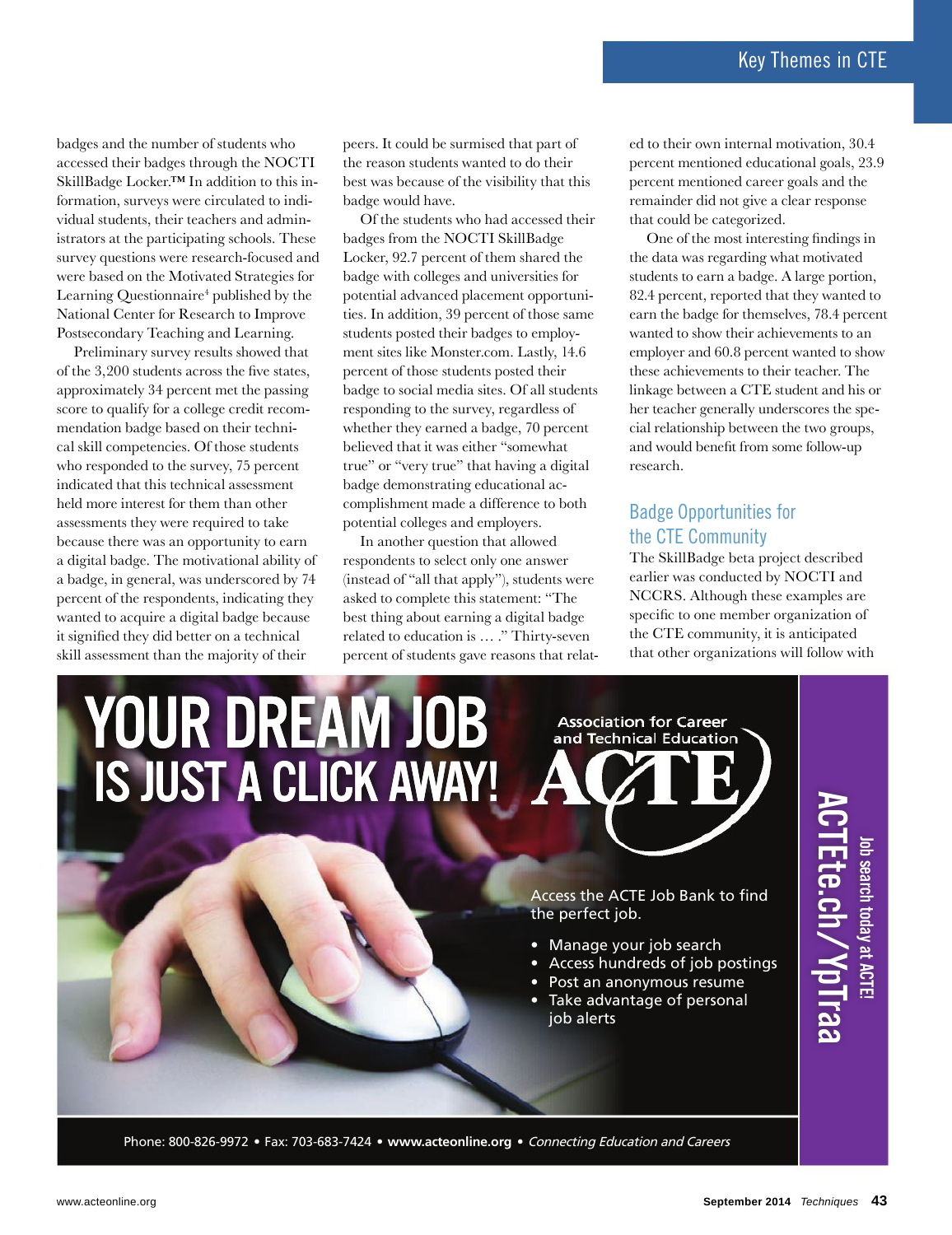badges and the number of students who accessed their badges through the NOCTI SkillBadge Locker.™ In addition to this information, surveys were circulated to individual students, their teachers and administrators at the participating schools. These survey questions were research-focused and were based on the Motivated Strategies for Learning Questionnaire[4] published by the National Center for Research to Improve Postsecondary Teaching and Learning.

Preliminary survey results showed that of the 3,200 students across the five states, approximately 34 percent met the passing score to qualify for a college credit recommendation badge based on their technical skill competencies. Of those students who responded to the survey, 75 percent indicated that this technical assessment held more interest for them than other assessments they were required to take because there was an opportunity to earn a digital badge. The motivational ability of a badge, in general, was underscored by 74 percent of the respondents, indicating they wanted to acquire a digital badge because it signified they did better on a technical skill assessment than the majority of their peers. It could be surmised that part of the reason students wanted to do their best was because of the visibility that this badge would have.

Of the students who had accessed their badges from the NOCTI SkillBadge Locker, 92.7 percent of them shared the badge with colleges and universities for potential advanced placement opportunities. In addition, 39 percent of those same students posted their badges to employment sites like Monster.com. Lastly, 14.6 percent of those students posted their badge to social media sites. Of all students responding to the survey, regardless of whether they earned a badge, 70 percent believed that it was either "somewhat true" or "very true" that having a digital badge demonstrating educational accomplishment made a difference to both potential colleges and employers.

In another question that allowed respondents to select only one answer (instead of "all that apply"), students were asked to complete this statement: "The best thing about earning a digital badge related to education is … ." Thirty-seven percent of students gave reasons that related to their own internal motivation, 30.4 percent mentioned educational goals, 23.9 percent mentioned career goals and the remainder did not give a clear response that could be categorized.

One of the most interesting findings in the data was regarding what motivated students to earn a badge. A large portion, 82.4 percent, reported that they wanted to earn the badge for themselves, 78.4 percent wanted to show their achievements to an employer and 60.8 percent wanted to show these achievements to their teacher. The linkage between a CTE student and his or her teacher generally underscores the special relationship between the two groups, and would benefit from some follow-up research.

## Badge Opportunities for the CTE Community

The SkillBadge beta project described earlier was conducted by NOCTI and NCCRS. Although these examples are specific to one member organization of the CTE community, it is anticipated that other organizations will follow with

---

# YOUR DREAM JOB IS JUST A CLICK AWAY!

Association for Career and Technical Education

ACTE

Access the ACTE Job Bank to find the perfect job.

- Manage your job search
- Access hundreds of job postings
- Post an anonymous resume
- Take advantage of personal job alerts

Job search today at ACTE!
ACTEte.ch/YpTraa

Phone: 800-826-9972 • Fax: 703-683-7424 • **www.acteonline.org** • *Connecting Education and Careers*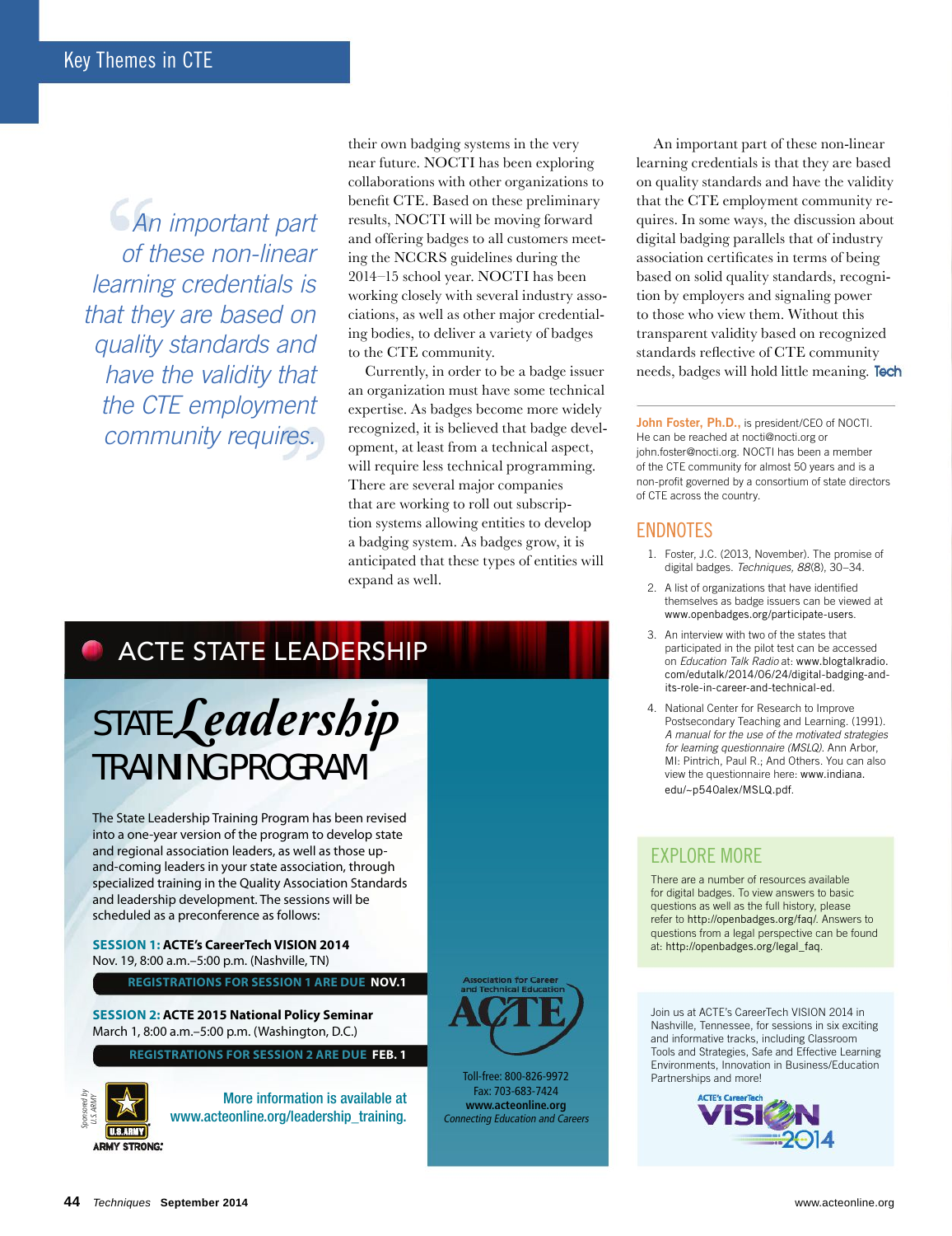> An important part of these non-linear learning credentials is that they are based on quality standards and have the validity that the CTE employment community requires.

their own badging systems in the very near future. NOCTI has been exploring collaborations with other organizations to benefit CTE. Based on these preliminary results, NOCTI will be moving forward and offering badges to all customers meeting the NCCRS guidelines during the 2014–15 school year. NOCTI has been working closely with several industry associations, as well as other major credentialing bodies, to deliver a variety of badges to the CTE community.

Currently, in order to be a badge issuer an organization must have some technical expertise. As badges become more widely recognized, it is believed that badge development, at least from a technical aspect, will require less technical programming. There are several major companies that are working to roll out subscription systems allowing entities to develop a badging system. As badges grow, it is anticipated that these types of entities will expand as well.

An important part of these non-linear learning credentials is that they are based on quality standards and have the validity that the CTE employment community requires. In some ways, the discussion about digital badging parallels that of industry association certificates in terms of being based on solid quality standards, recognition by employers and signaling power to those who view them. Without this transparent validity based on recognized standards reflective of CTE community needs, badges will hold little meaning. Tech

**John Foster, Ph.D.,** is president/CEO of NOCTI. He can be reached at nocti@nocti.org or john.foster@nocti.org. NOCTI has been a member of the CTE community for almost 50 years and is a non-profit governed by a consortium of state directors of CTE across the country.

## ENDNOTES

1. Foster, J.C. (2013, November). The promise of digital badges. *Techniques, 88*(8), 30–34.
2. A list of organizations that have identified themselves as badge issuers can be viewed at www.openbadges.org/participate-users.
3. An interview with two of the states that participated in the pilot test can be accessed on *Education Talk Radio* at: www.blogtalkradio.com/edutalk/2014/06/24/digital-badging-and-its-role-in-career-and-technical-ed.
4. National Center for Research to Improve Postsecondary Teaching and Learning. (1991). *A manual for the use of the motivated strategies for learning questionnaire (MSLQ).* Ann Arbor, MI: Pintrich, Paul R.; And Others. You can also view the questionnaire here: www.indiana.edu/~p540alex/MSLQ.pdf.

## EXPLORE MORE

There are a number of resources available for digital badges. To view answers to basic questions as well as the full history, please refer to http://openbadges.org/faq/. Answers to questions from a legal perspective can be found at: http://openbadges.org/legal_faq.

---

## ACTE STATE LEADERSHIP

### STATE Leadership TRAINING PROGRAM

The State Leadership Training Program has been revised into a one-year version of the program to develop state and regional association leaders, as well as those up-and-coming leaders in your state association, through specialized training in the Quality Association Standards and leadership development. The sessions will be scheduled as a preconference as follows:

**SESSION 1: ACTE's CareerTech VISION 2014**
Nov. 19, 8:00 a.m.–5:00 p.m. (Nashville, TN)

**REGISTRATIONS FOR SESSION 1 ARE DUE NOV.1**

**SESSION 2: ACTE 2015 National Policy Seminar**
March 1, 8:00 a.m.–5:00 p.m. (Washington, D.C.)

**REGISTRATIONS FOR SESSION 2 ARE DUE FEB. 1**

Sponsored by U.S. ARMY — ARMY STRONG.

More information is available at www.acteonline.org/leadership_training.

Association for Career and Technical Education — ACTE
Toll-free: 800-826-9972
Fax: 703-683-7424
**www.acteonline.org**
*Connecting Education and Careers*

---

Join us at ACTE's CareerTech VISION 2014 in Nashville, Tennessee, for sessions in six exciting and informative tracks, including Classroom Tools and Strategies, Safe and Effective Learning Environments, Innovation in Business/Education Partnerships and more!

ACTE's CareerTech VISION 2014